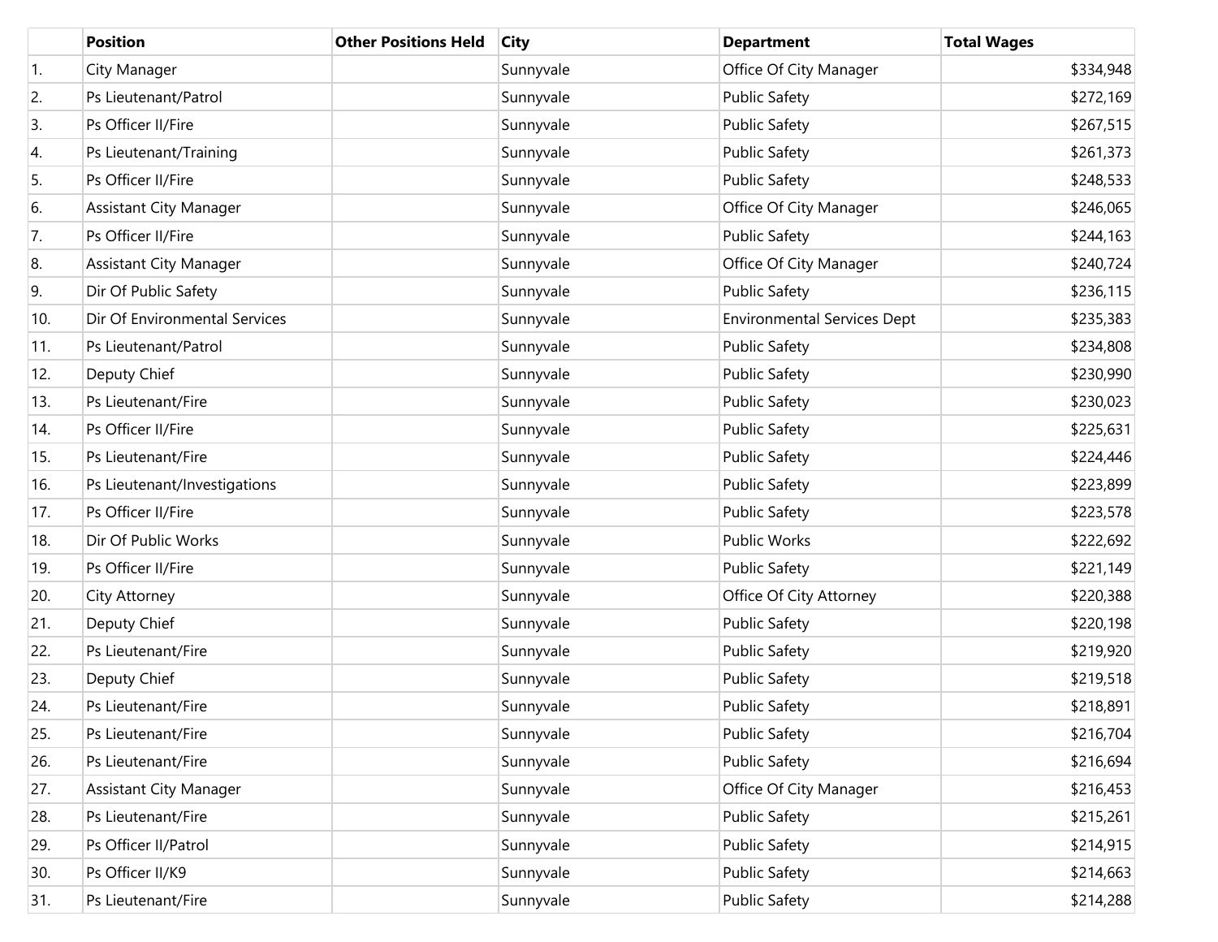| | Position | Other Positions Held | City | Department | Total Wages |
|---|---|---|---|---|---|
| 1. | City Manager | | Sunnyvale | Office Of City Manager | $334,948 |
| 2. | Ps Lieutenant/Patrol | | Sunnyvale | Public Safety | $272,169 |
| 3. | Ps Officer II/Fire | | Sunnyvale | Public Safety | $267,515 |
| 4. | Ps Lieutenant/Training | | Sunnyvale | Public Safety | $261,373 |
| 5. | Ps Officer II/Fire | | Sunnyvale | Public Safety | $248,533 |
| 6. | Assistant City Manager | | Sunnyvale | Office Of City Manager | $246,065 |
| 7. | Ps Officer II/Fire | | Sunnyvale | Public Safety | $244,163 |
| 8. | Assistant City Manager | | Sunnyvale | Office Of City Manager | $240,724 |
| 9. | Dir Of Public Safety | | Sunnyvale | Public Safety | $236,115 |
| 10. | Dir Of Environmental Services | | Sunnyvale | Environmental Services Dept | $235,383 |
| 11. | Ps Lieutenant/Patrol | | Sunnyvale | Public Safety | $234,808 |
| 12. | Deputy Chief | | Sunnyvale | Public Safety | $230,990 |
| 13. | Ps Lieutenant/Fire | | Sunnyvale | Public Safety | $230,023 |
| 14. | Ps Officer II/Fire | | Sunnyvale | Public Safety | $225,631 |
| 15. | Ps Lieutenant/Fire | | Sunnyvale | Public Safety | $224,446 |
| 16. | Ps Lieutenant/Investigations | | Sunnyvale | Public Safety | $223,899 |
| 17. | Ps Officer II/Fire | | Sunnyvale | Public Safety | $223,578 |
| 18. | Dir Of Public Works | | Sunnyvale | Public Works | $222,692 |
| 19. | Ps Officer II/Fire | | Sunnyvale | Public Safety | $221,149 |
| 20. | City Attorney | | Sunnyvale | Office Of City Attorney | $220,388 |
| 21. | Deputy Chief | | Sunnyvale | Public Safety | $220,198 |
| 22. | Ps Lieutenant/Fire | | Sunnyvale | Public Safety | $219,920 |
| 23. | Deputy Chief | | Sunnyvale | Public Safety | $219,518 |
| 24. | Ps Lieutenant/Fire | | Sunnyvale | Public Safety | $218,891 |
| 25. | Ps Lieutenant/Fire | | Sunnyvale | Public Safety | $216,704 |
| 26. | Ps Lieutenant/Fire | | Sunnyvale | Public Safety | $216,694 |
| 27. | Assistant City Manager | | Sunnyvale | Office Of City Manager | $216,453 |
| 28. | Ps Lieutenant/Fire | | Sunnyvale | Public Safety | $215,261 |
| 29. | Ps Officer II/Patrol | | Sunnyvale | Public Safety | $214,915 |
| 30. | Ps Officer II/K9 | | Sunnyvale | Public Safety | $214,663 |
| 31. | Ps Lieutenant/Fire | | Sunnyvale | Public Safety | $214,288 |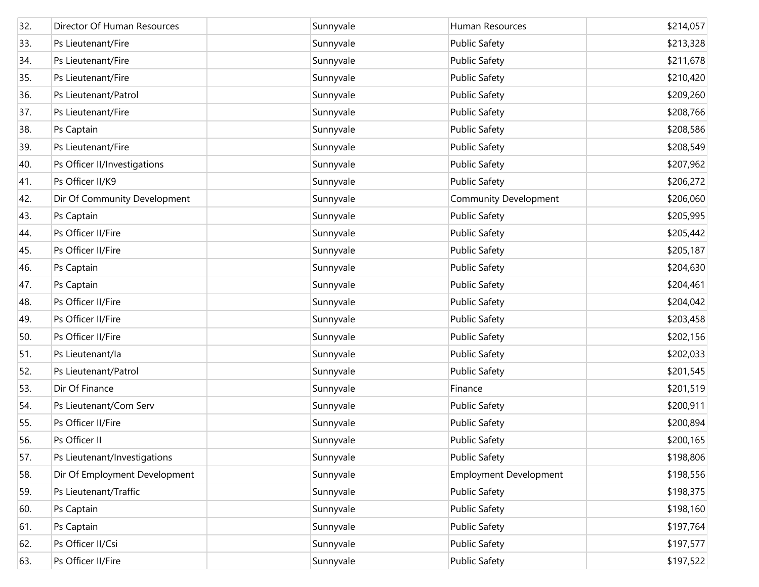| | | | | | |
|---|---|---|---|---|---|
| 32. | Director Of Human Resources | | Sunnyvale | Human Resources | $214,057 |
| 33. | Ps Lieutenant/Fire | | Sunnyvale | Public Safety | $213,328 |
| 34. | Ps Lieutenant/Fire | | Sunnyvale | Public Safety | $211,678 |
| 35. | Ps Lieutenant/Fire | | Sunnyvale | Public Safety | $210,420 |
| 36. | Ps Lieutenant/Patrol | | Sunnyvale | Public Safety | $209,260 |
| 37. | Ps Lieutenant/Fire | | Sunnyvale | Public Safety | $208,766 |
| 38. | Ps Captain | | Sunnyvale | Public Safety | $208,586 |
| 39. | Ps Lieutenant/Fire | | Sunnyvale | Public Safety | $208,549 |
| 40. | Ps Officer II/Investigations | | Sunnyvale | Public Safety | $207,962 |
| 41. | Ps Officer II/K9 | | Sunnyvale | Public Safety | $206,272 |
| 42. | Dir Of Community Development | | Sunnyvale | Community Development | $206,060 |
| 43. | Ps Captain | | Sunnyvale | Public Safety | $205,995 |
| 44. | Ps Officer II/Fire | | Sunnyvale | Public Safety | $205,442 |
| 45. | Ps Officer II/Fire | | Sunnyvale | Public Safety | $205,187 |
| 46. | Ps Captain | | Sunnyvale | Public Safety | $204,630 |
| 47. | Ps Captain | | Sunnyvale | Public Safety | $204,461 |
| 48. | Ps Officer II/Fire | | Sunnyvale | Public Safety | $204,042 |
| 49. | Ps Officer II/Fire | | Sunnyvale | Public Safety | $203,458 |
| 50. | Ps Officer II/Fire | | Sunnyvale | Public Safety | $202,156 |
| 51. | Ps Lieutenant/Ia | | Sunnyvale | Public Safety | $202,033 |
| 52. | Ps Lieutenant/Patrol | | Sunnyvale | Public Safety | $201,545 |
| 53. | Dir Of Finance | | Sunnyvale | Finance | $201,519 |
| 54. | Ps Lieutenant/Com Serv | | Sunnyvale | Public Safety | $200,911 |
| 55. | Ps Officer II/Fire | | Sunnyvale | Public Safety | $200,894 |
| 56. | Ps Officer II | | Sunnyvale | Public Safety | $200,165 |
| 57. | Ps Lieutenant/Investigations | | Sunnyvale | Public Safety | $198,806 |
| 58. | Dir Of Employment Development | | Sunnyvale | Employment Development | $198,556 |
| 59. | Ps Lieutenant/Traffic | | Sunnyvale | Public Safety | $198,375 |
| 60. | Ps Captain | | Sunnyvale | Public Safety | $198,160 |
| 61. | Ps Captain | | Sunnyvale | Public Safety | $197,764 |
| 62. | Ps Officer II/Csi | | Sunnyvale | Public Safety | $197,577 |
| 63. | Ps Officer II/Fire | | Sunnyvale | Public Safety | $197,522 |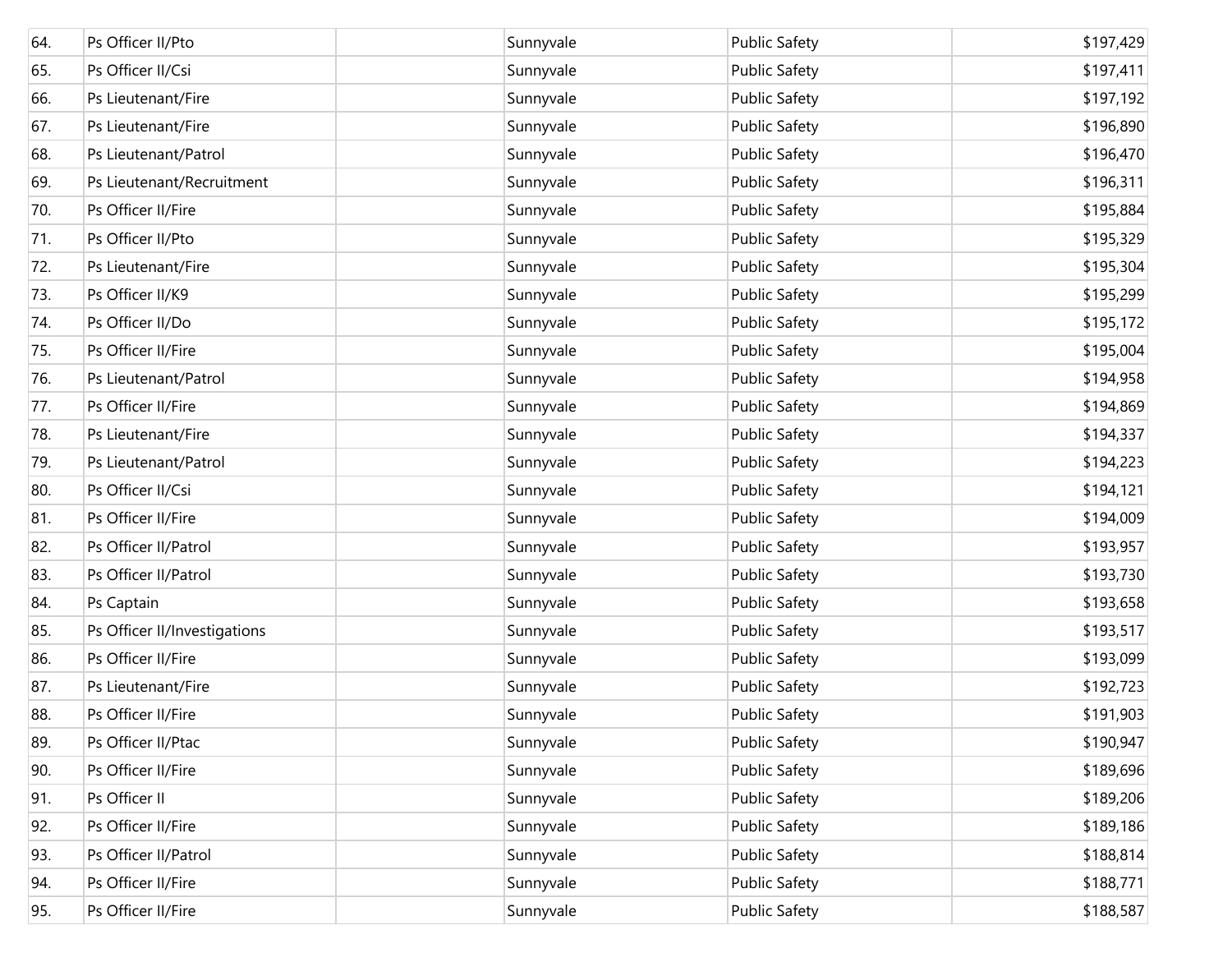| | | | | | |
|---|---|---|---|---|---|
| 64. | Ps Officer II/Pto | | Sunnyvale | Public Safety | $197,429 |
| 65. | Ps Officer II/Csi | | Sunnyvale | Public Safety | $197,411 |
| 66. | Ps Lieutenant/Fire | | Sunnyvale | Public Safety | $197,192 |
| 67. | Ps Lieutenant/Fire | | Sunnyvale | Public Safety | $196,890 |
| 68. | Ps Lieutenant/Patrol | | Sunnyvale | Public Safety | $196,470 |
| 69. | Ps Lieutenant/Recruitment | | Sunnyvale | Public Safety | $196,311 |
| 70. | Ps Officer II/Fire | | Sunnyvale | Public Safety | $195,884 |
| 71. | Ps Officer II/Pto | | Sunnyvale | Public Safety | $195,329 |
| 72. | Ps Lieutenant/Fire | | Sunnyvale | Public Safety | $195,304 |
| 73. | Ps Officer II/K9 | | Sunnyvale | Public Safety | $195,299 |
| 74. | Ps Officer II/Do | | Sunnyvale | Public Safety | $195,172 |
| 75. | Ps Officer II/Fire | | Sunnyvale | Public Safety | $195,004 |
| 76. | Ps Lieutenant/Patrol | | Sunnyvale | Public Safety | $194,958 |
| 77. | Ps Officer II/Fire | | Sunnyvale | Public Safety | $194,869 |
| 78. | Ps Lieutenant/Fire | | Sunnyvale | Public Safety | $194,337 |
| 79. | Ps Lieutenant/Patrol | | Sunnyvale | Public Safety | $194,223 |
| 80. | Ps Officer II/Csi | | Sunnyvale | Public Safety | $194,121 |
| 81. | Ps Officer II/Fire | | Sunnyvale | Public Safety | $194,009 |
| 82. | Ps Officer II/Patrol | | Sunnyvale | Public Safety | $193,957 |
| 83. | Ps Officer II/Patrol | | Sunnyvale | Public Safety | $193,730 |
| 84. | Ps Captain | | Sunnyvale | Public Safety | $193,658 |
| 85. | Ps Officer II/Investigations | | Sunnyvale | Public Safety | $193,517 |
| 86. | Ps Officer II/Fire | | Sunnyvale | Public Safety | $193,099 |
| 87. | Ps Lieutenant/Fire | | Sunnyvale | Public Safety | $192,723 |
| 88. | Ps Officer II/Fire | | Sunnyvale | Public Safety | $191,903 |
| 89. | Ps Officer II/Ptac | | Sunnyvale | Public Safety | $190,947 |
| 90. | Ps Officer II/Fire | | Sunnyvale | Public Safety | $189,696 |
| 91. | Ps Officer II | | Sunnyvale | Public Safety | $189,206 |
| 92. | Ps Officer II/Fire | | Sunnyvale | Public Safety | $189,186 |
| 93. | Ps Officer II/Patrol | | Sunnyvale | Public Safety | $188,814 |
| 94. | Ps Officer II/Fire | | Sunnyvale | Public Safety | $188,771 |
| 95. | Ps Officer II/Fire | | Sunnyvale | Public Safety | $188,587 |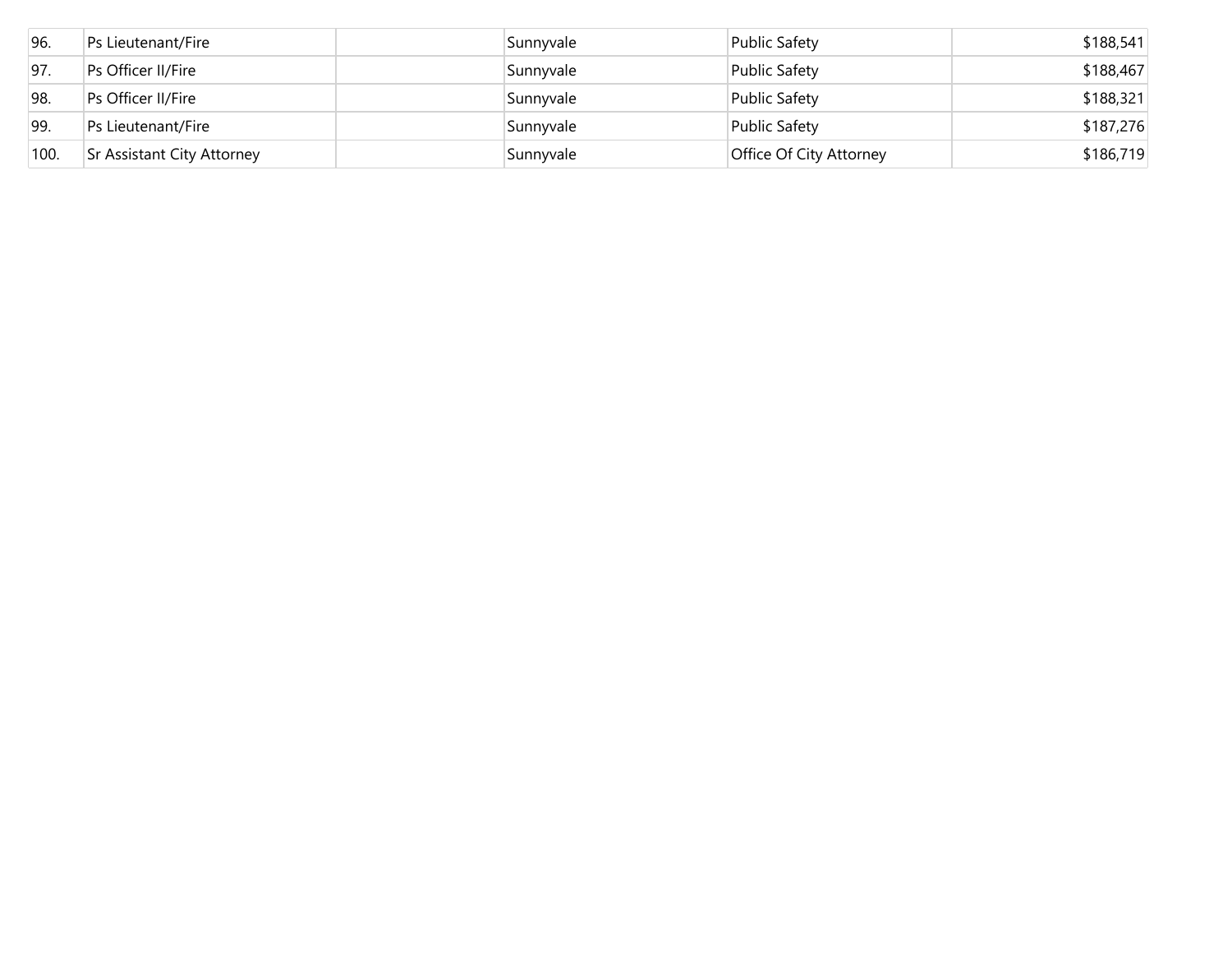| | | | | | |
|---|---|---|---|---|---|
| 96. | Ps Lieutenant/Fire | | Sunnyvale | Public Safety | $188,541 |
| 97. | Ps Officer II/Fire | | Sunnyvale | Public Safety | $188,467 |
| 98. | Ps Officer II/Fire | | Sunnyvale | Public Safety | $188,321 |
| 99. | Ps Lieutenant/Fire | | Sunnyvale | Public Safety | $187,276 |
| 100. | Sr Assistant City Attorney | | Sunnyvale | Office Of City Attorney | $186,719 |